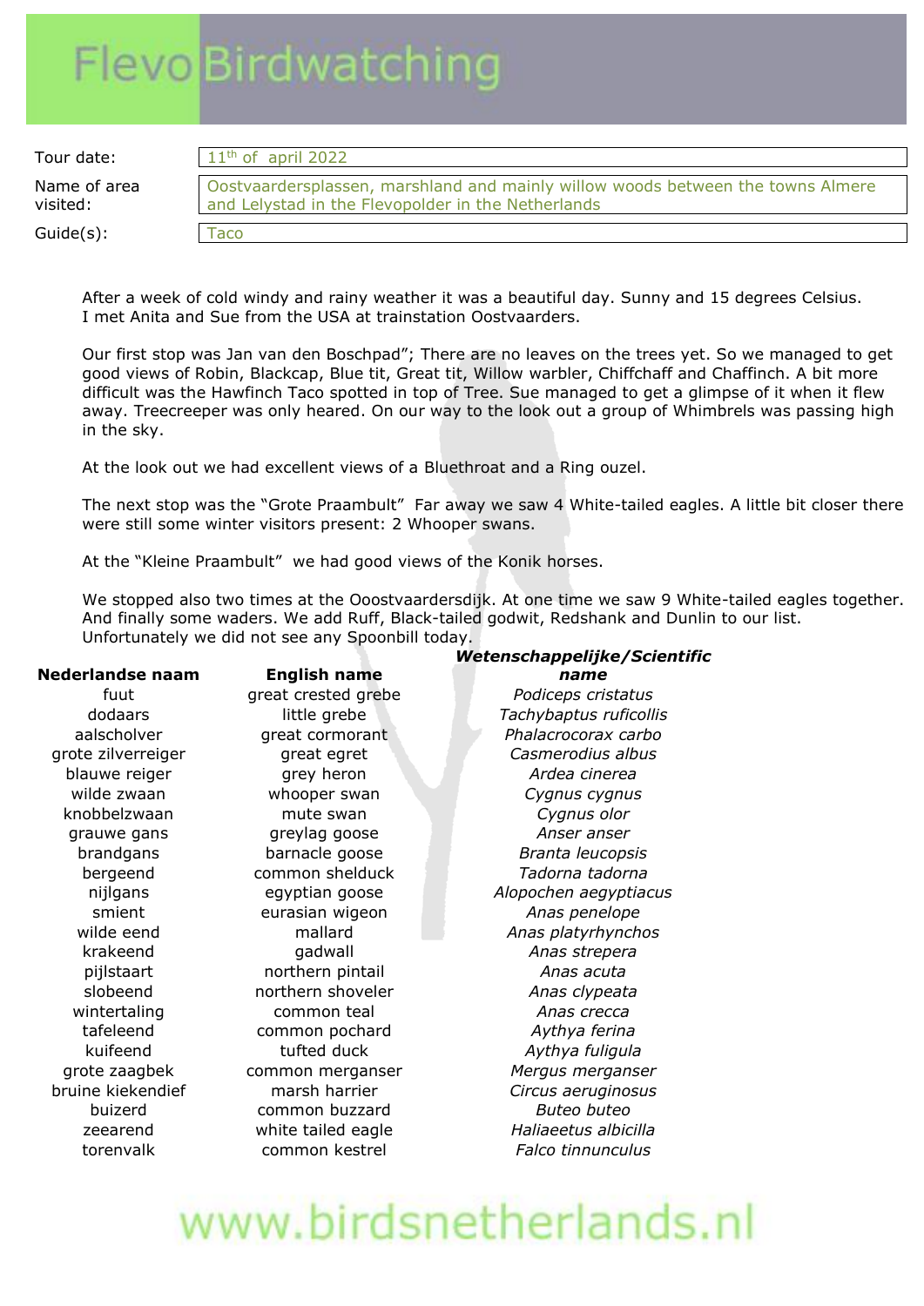# Flevo Birdwatching

| | |
|---|---|
| Tour date: | 11th of april 2022 |
| Name of area visited: | Oostvaardersplassen, marshland and mainly willow woods between the towns Almere and Lelystad in the Flevopolder in the Netherlands |
| Guide(s): | Taco |

After a week of cold windy and rainy weather it was a beautiful day. Sunny and 15 degrees Celsius. I met Anita and Sue from the USA at trainstation Oostvaarders.

Our first stop was Jan van den Boschpad"; There are no leaves on the trees yet. So we managed to get good views of Robin, Blackcap, Blue tit, Great tit, Willow warbler, Chiffchaff and Chaffinch. A bit more difficult was the Hawfinch Taco spotted in top of Tree. Sue managed to get a glimpse of it when it flew away. Treecreeper was only heared. On our way to the look out a group of Whimbrels was passing high in the sky.

At the look out we had excellent views of a Bluethroat and a Ring ouzel.

The next stop was the "Grote Praambult" Far away we saw 4 White-tailed eagles. A little bit closer there were still some winter visitors present: 2 Whooper swans.

At the "Kleine Praambult" we had good views of the Konik horses.

We stopped also two times at the Ooostvaardersdijk. At one time we saw 9 White-tailed eagles together. And finally some waders. We add Ruff, Black-tailed godwit, Redshank and Dunlin to our list. Unfortunately we did not see any Spoonbill today.

| **Nederlandse naam** | **English name** | ***Wetenschappelijke/Scientific name*** |
|---|---|---|
| fuut | great crested grebe | *Podiceps cristatus* |
| dodaars | little grebe | *Tachybaptus ruficollis* |
| aalscholver | great cormorant | *Phalacrocorax carbo* |
| grote zilverreiger | great egret | *Casmerodius albus* |
| blauwe reiger | grey heron | *Ardea cinerea* |
| wilde zwaan | whooper swan | *Cygnus cygnus* |
| knobbelzwaan | mute swan | *Cygnus olor* |
| grauwe gans | greylag goose | *Anser anser* |
| brandgans | barnacle goose | *Branta leucopsis* |
| bergeend | common shelduck | *Tadorna tadorna* |
| nijlgans | egyptian goose | *Alopochen aegyptiacus* |
| smient | eurasian wigeon | *Anas penelope* |
| wilde eend | mallard | *Anas platyrhynchos* |
| krakeend | gadwall | *Anas strepera* |
| pijlstaart | northern pintail | *Anas acuta* |
| slobeend | northern shoveler | *Anas clypeata* |
| wintertaling | common teal | *Anas crecca* |
| tafeleend | common pochard | *Aythya ferina* |
| kuifeend | tufted duck | *Aythya fuligula* |
| grote zaagbek | common merganser | *Mergus merganser* |
| bruine kiekendief | marsh harrier | *Circus aeruginosus* |
| buizerd | common buzzard | *Buteo buteo* |
| zeearend | white tailed eagle | *Haliaeetus albicilla* |
| torenvalk | common kestrel | *Falco tinnunculus* |

www.birdsnetherlands.nl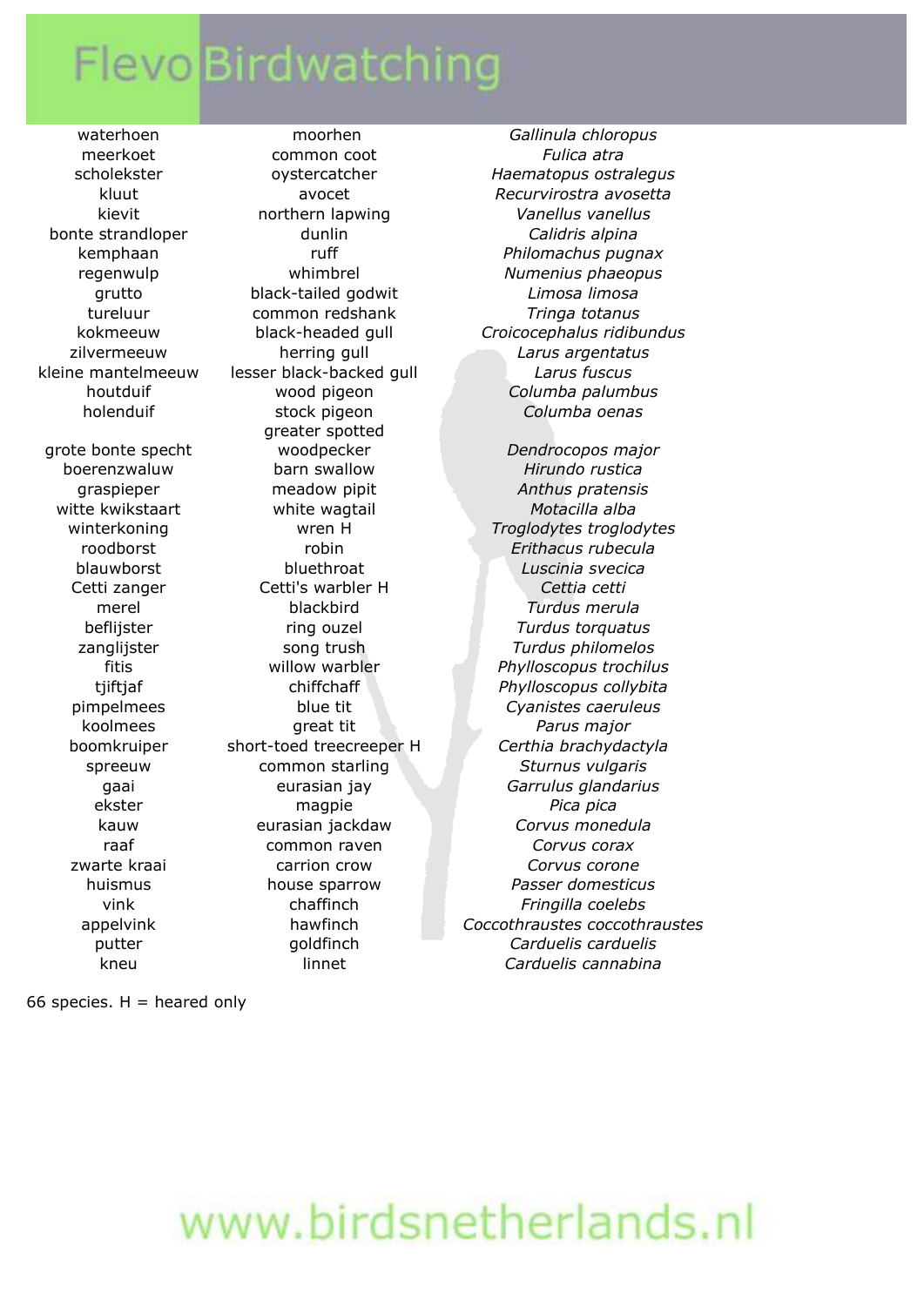| | | |
|---|---|---|
| waterhoen | moorhen | *Gallinula chloropus* |
| meerkoet | common coot | *Fulica atra* |
| scholekster | oystercatcher | *Haematopus ostralegus* |
| kluut | avocet | *Recurvirostra avosetta* |
| kievit | northern lapwing | *Vanellus vanellus* |
| bonte strandloper | dunlin | *Calidris alpina* |
| kemphaan | ruff | *Philomachus pugnax* |
| regenwulp | whimbrel | *Numenius phaeopus* |
| grutto | black-tailed godwit | *Limosa limosa* |
| tureluur | common redshank | *Tringa totanus* |
| kokmeeuw | black-headed gull | *Croicocephalus ridibundus* |
| zilvermeeuw | herring gull | *Larus argentatus* |
| kleine mantelmeeuw | lesser black-backed gull | *Larus fuscus* |
| houtduif | wood pigeon | *Columba palumbus* |
| holenduif | stock pigeon | *Columba oenas* |
| grote bonte specht | greater spotted woodpecker | *Dendrocopos major* |
| boerenzwaluw | barn swallow | *Hirundo rustica* |
| graspieper | meadow pipit | *Anthus pratensis* |
| witte kwikstaart | white wagtail | *Motacilla alba* |
| winterkoning | wren H | *Troglodytes troglodytes* |
| roodborst | robin | *Erithacus rubecula* |
| blauwborst | bluethroat | *Luscinia svecica* |
| Cetti zanger | Cetti's warbler H | *Cettia cetti* |
| merel | blackbird | *Turdus merula* |
| beflijster | ring ouzel | *Turdus torquatus* |
| zanglijster | song trush | *Turdus philomelos* |
| fitis | willow warbler | *Phylloscopus trochilus* |
| tjiftjaf | chiffchaff | *Phylloscopus collybita* |
| pimpelmees | blue tit | *Cyanistes caeruleus* |
| koolmees | great tit | *Parus major* |
| boomkruiper | short-toed treecreeper H | *Certhia brachydactyla* |
| spreeuw | common starling | *Sturnus vulgaris* |
| gaai | eurasian jay | *Garrulus glandarius* |
| ekster | magpie | *Pica pica* |
| kauw | eurasian jackdaw | *Corvus monedula* |
| raaf | common raven | *Corvus corax* |
| zwarte kraai | carrion crow | *Corvus corone* |
| huismus | house sparrow | *Passer domesticus* |
| vink | chaffinch | *Fringilla coelebs* |
| appelvink | hawfinch | *Coccothraustes coccothraustes* |
| putter | goldfinch | *Carduelis carduelis* |
| kneu | linnet | *Carduelis cannabina* |

66 species. H = heared only